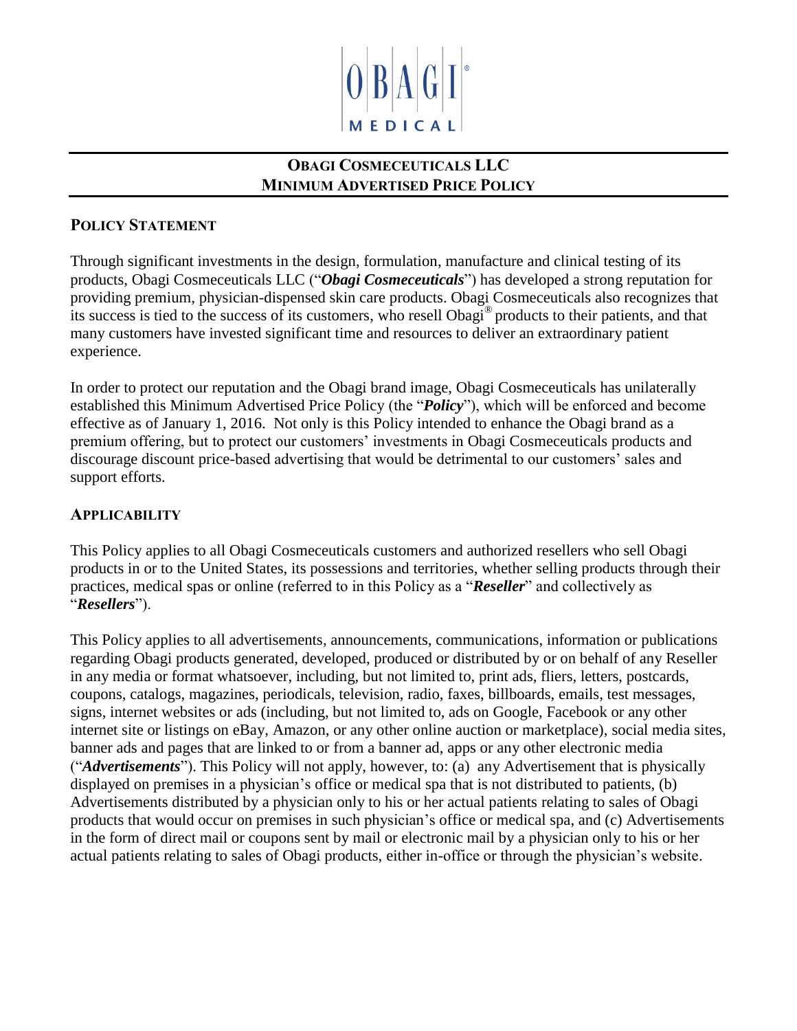# OBAGI COSMECEUTICALS LLC
# MINIMUM ADVERTISED PRICE POLICY

## POLICY STATEMENT

Through significant investments in the design, formulation, manufacture and clinical testing of its products, Obagi Cosmeceuticals LLC ("***Obagi Cosmeceuticals***") has developed a strong reputation for providing premium, physician-dispensed skin care products. Obagi Cosmeceuticals also recognizes that its success is tied to the success of its customers, who resell Obagi® products to their patients, and that many customers have invested significant time and resources to deliver an extraordinary patient experience.

In order to protect our reputation and the Obagi brand image, Obagi Cosmeceuticals has unilaterally established this Minimum Advertised Price Policy (the "***Policy***"), which will be enforced and become effective as of January 1, 2016. Not only is this Policy intended to enhance the Obagi brand as a premium offering, but to protect our customers' investments in Obagi Cosmeceuticals products and discourage discount price-based advertising that would be detrimental to our customers' sales and support efforts.

## APPLICABILITY

This Policy applies to all Obagi Cosmeceuticals customers and authorized resellers who sell Obagi products in or to the United States, its possessions and territories, whether selling products through their practices, medical spas or online (referred to in this Policy as a "***Reseller***" and collectively as "***Resellers***").

This Policy applies to all advertisements, announcements, communications, information or publications regarding Obagi products generated, developed, produced or distributed by or on behalf of any Reseller in any media or format whatsoever, including, but not limited to, print ads, fliers, letters, postcards, coupons, catalogs, magazines, periodicals, television, radio, faxes, billboards, emails, test messages, signs, internet websites or ads (including, but not limited to, ads on Google, Facebook or any other internet site or listings on eBay, Amazon, or any other online auction or marketplace), social media sites, banner ads and pages that are linked to or from a banner ad, apps or any other electronic media ("***Advertisements***"). This Policy will not apply, however, to: (a) any Advertisement that is physically displayed on premises in a physician's office or medical spa that is not distributed to patients, (b) Advertisements distributed by a physician only to his or her actual patients relating to sales of Obagi products that would occur on premises in such physician's office or medical spa, and (c) Advertisements in the form of direct mail or coupons sent by mail or electronic mail by a physician only to his or her actual patients relating to sales of Obagi products, either in-office or through the physician's website.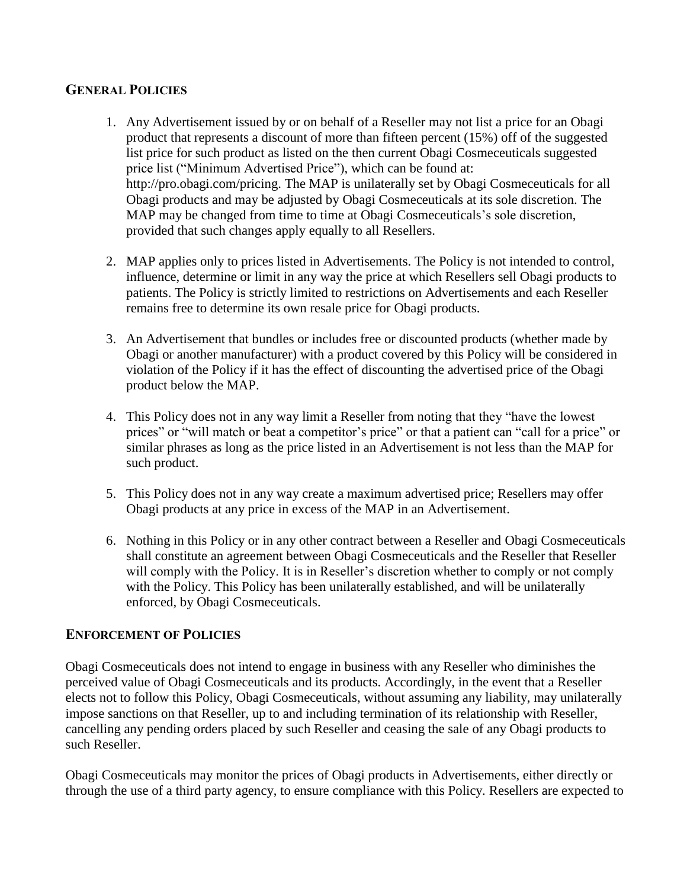## General Policies

1. Any Advertisement issued by or on behalf of a Reseller may not list a price for an Obagi product that represents a discount of more than fifteen percent (15%) off of the suggested list price for such product as listed on the then current Obagi Cosmeceuticals suggested price list ("Minimum Advertised Price"), which can be found at: http://pro.obagi.com/pricing. The MAP is unilaterally set by Obagi Cosmeceuticals for all Obagi products and may be adjusted by Obagi Cosmeceuticals at its sole discretion. The MAP may be changed from time to time at Obagi Cosmeceuticals's sole discretion, provided that such changes apply equally to all Resellers.

2. MAP applies only to prices listed in Advertisements. The Policy is not intended to control, influence, determine or limit in any way the price at which Resellers sell Obagi products to patients. The Policy is strictly limited to restrictions on Advertisements and each Reseller remains free to determine its own resale price for Obagi products.

3. An Advertisement that bundles or includes free or discounted products (whether made by Obagi or another manufacturer) with a product covered by this Policy will be considered in violation of the Policy if it has the effect of discounting the advertised price of the Obagi product below the MAP.

4. This Policy does not in any way limit a Reseller from noting that they "have the lowest prices" or "will match or beat a competitor's price" or that a patient can "call for a price" or similar phrases as long as the price listed in an Advertisement is not less than the MAP for such product.

5. This Policy does not in any way create a maximum advertised price; Resellers may offer Obagi products at any price in excess of the MAP in an Advertisement.

6. Nothing in this Policy or in any other contract between a Reseller and Obagi Cosmeceuticals shall constitute an agreement between Obagi Cosmeceuticals and the Reseller that Reseller will comply with the Policy. It is in Reseller's discretion whether to comply or not comply with the Policy. This Policy has been unilaterally established, and will be unilaterally enforced, by Obagi Cosmeceuticals.

## Enforcement of Policies

Obagi Cosmeceuticals does not intend to engage in business with any Reseller who diminishes the perceived value of Obagi Cosmeceuticals and its products. Accordingly, in the event that a Reseller elects not to follow this Policy, Obagi Cosmeceuticals, without assuming any liability, may unilaterally impose sanctions on that Reseller, up to and including termination of its relationship with Reseller, cancelling any pending orders placed by such Reseller and ceasing the sale of any Obagi products to such Reseller.

Obagi Cosmeceuticals may monitor the prices of Obagi products in Advertisements, either directly or through the use of a third party agency, to ensure compliance with this Policy. Resellers are expected to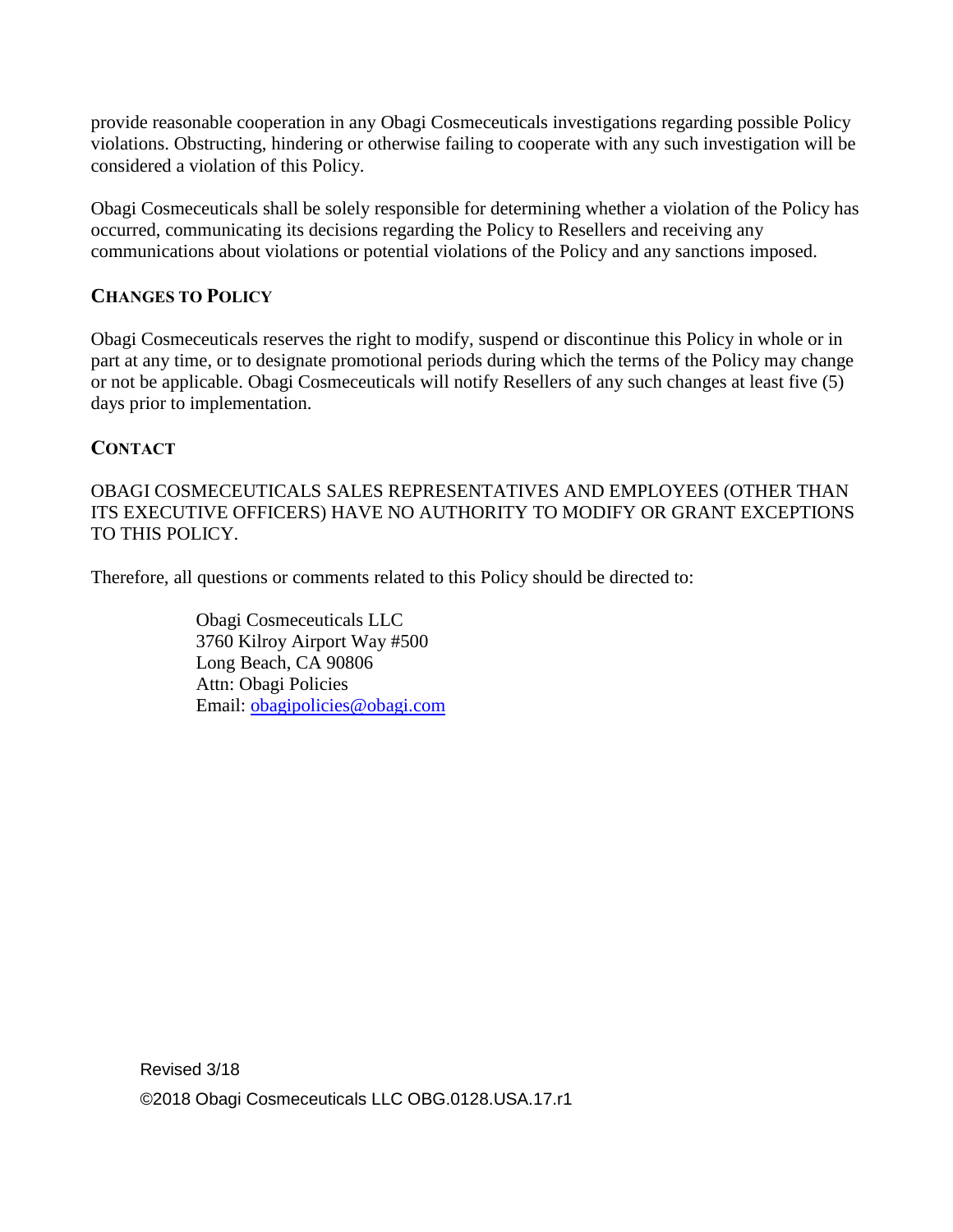provide reasonable cooperation in any Obagi Cosmeceuticals investigations regarding possible Policy violations. Obstructing, hindering or otherwise failing to cooperate with any such investigation will be considered a violation of this Policy.

Obagi Cosmeceuticals shall be solely responsible for determining whether a violation of the Policy has occurred, communicating its decisions regarding the Policy to Resellers and receiving any communications about violations or potential violations of the Policy and any sanctions imposed.

## CHANGES TO POLICY

Obagi Cosmeceuticals reserves the right to modify, suspend or discontinue this Policy in whole or in part at any time, or to designate promotional periods during which the terms of the Policy may change or not be applicable. Obagi Cosmeceuticals will notify Resellers of any such changes at least five (5) days prior to implementation.

## CONTACT

OBAGI COSMECEUTICALS SALES REPRESENTATIVES AND EMPLOYEES (OTHER THAN ITS EXECUTIVE OFFICERS) HAVE NO AUTHORITY TO MODIFY OR GRANT EXCEPTIONS TO THIS POLICY.

Therefore, all questions or comments related to this Policy should be directed to:

> Obagi Cosmeceuticals LLC
> 3760 Kilroy Airport Way #500
> Long Beach, CA 90806
> Attn: Obagi Policies
> Email: obagipolicies@obagi.com

Revised 3/18

©2018 Obagi Cosmeceuticals LLC OBG.0128.USA.17.r1